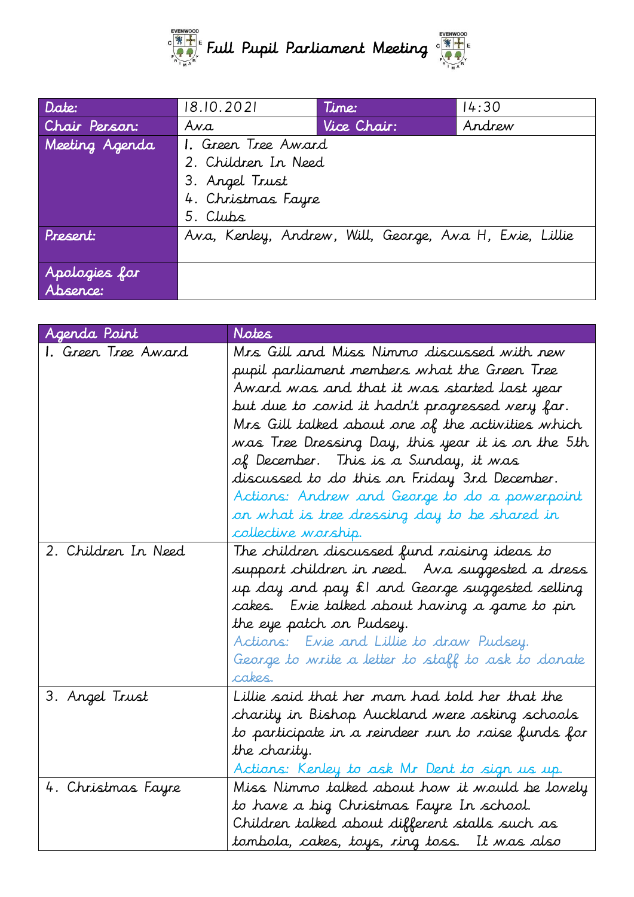# Full Pupil Parliament Meeting

| Date: | 18.10.2021 | Time: | 14:30 |
|---|---|---|---|
| Chair Person: | Ava | Vice Chair: | Andrew |
| Meeting Agenda | 1. Green Tree Award<br>2. Children In Need<br>3. Angel Trust<br>4. Christmas Fayre<br>5. Clubs | | |
| Present: | Ava, Kenley, Andrew, Will, George, Ava H, Evie, Lillie | | |
| Apologies for Absence: | | | |

| Agenda Point | Notes |
|---|---|
| 1. Green Tree Award | Mrs Gill and Miss Nimmo discussed with new pupil parliament members what the Green Tree Award was and that it was started last year but due to covid it hadn't progressed very far. Mrs Gill talked about one of the activities which was Tree Dressing Day, this year it is on the 5th of December. This is a Sunday, it was discussed to do this on Friday 3rd December.<br>Actions: Andrew and George to do a powerpoint on what is tree dressing day to be shared in collective worship. |
| 2. Children In Need | The children discussed fund raising ideas to support children in need. Ava suggested a dress up day and pay £1 and George suggested selling cakes. Evie talked about having a game to pin the eye patch on Pudsey.<br>Actions: Evie and Lillie to draw Pudsey. George to write a letter to staff to ask to donate cakes. |
| 3. Angel Trust | Lillie said that her mam had told her that the charity in Bishop Auckland were asking schools to participate in a reindeer run to raise funds for the charity.<br>Actions: Kenley to ask Mr Dent to sign us up. |
| 4. Christmas Fayre | Miss Nimmo talked about how it would be lovely to have a big Christmas Fayre In school. Children talked about different stalls such as tombola, cakes, toys, ring toss. It was also |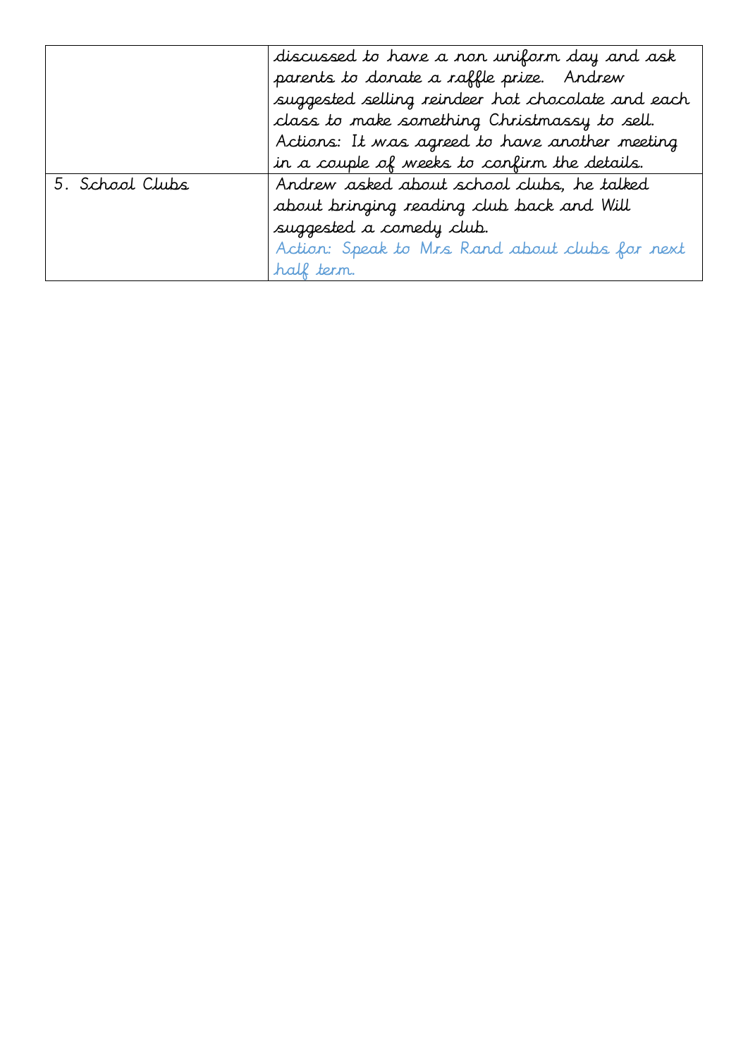| | |
|---|---|
| | discussed to have a non uniform day and ask parents to donate a raffle prize. Andrew suggested selling reindeer hot chocolate and each class to make something Christmassy to sell. Actions: It was agreed to have another meeting in a couple of weeks to confirm the details. |
| 5. School Clubs | Andrew asked about school clubs, he talked about bringing reading club back and Will suggested a comedy club. Action: Speak to Mrs Rand about clubs for next half term. |